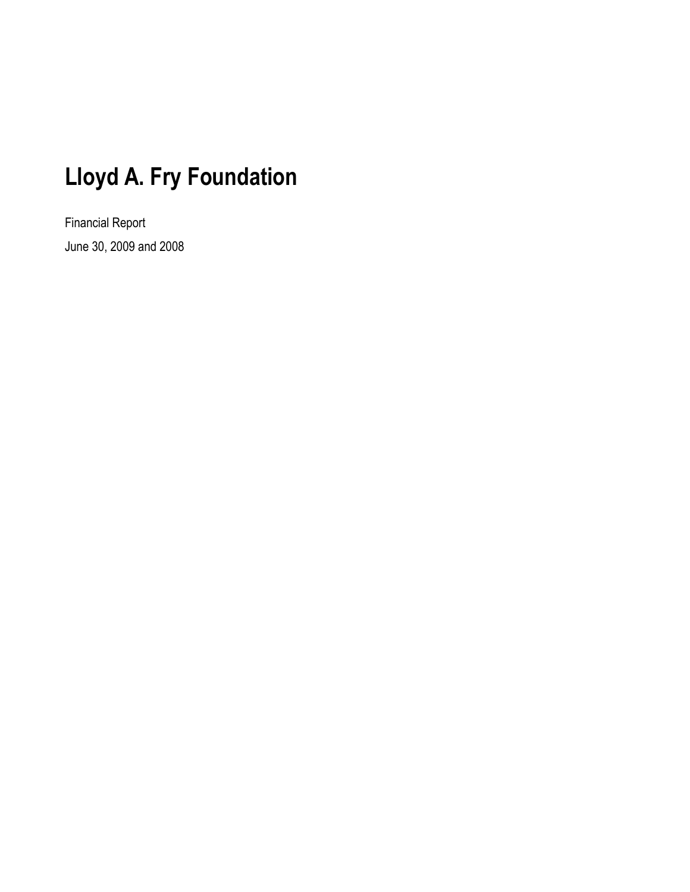# Lloyd A. Fry Foundation

Financial Report

June 30, 2009 and 2008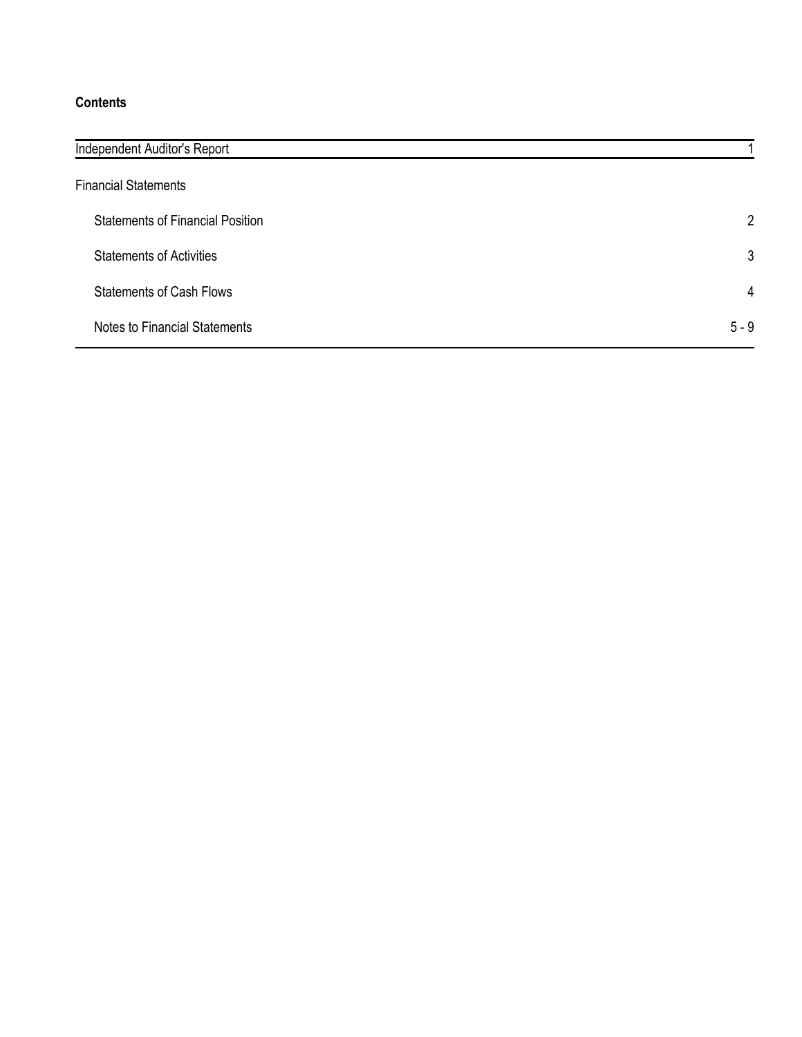**Contents**

| | |
|---|---|
| Independent Auditor's Report | 1 |
| Financial Statements | |
| Statements of Financial Position | 2 |
| Statements of Activities | 3 |
| Statements of Cash Flows | 4 |
| Notes to Financial Statements | 5 - 9 |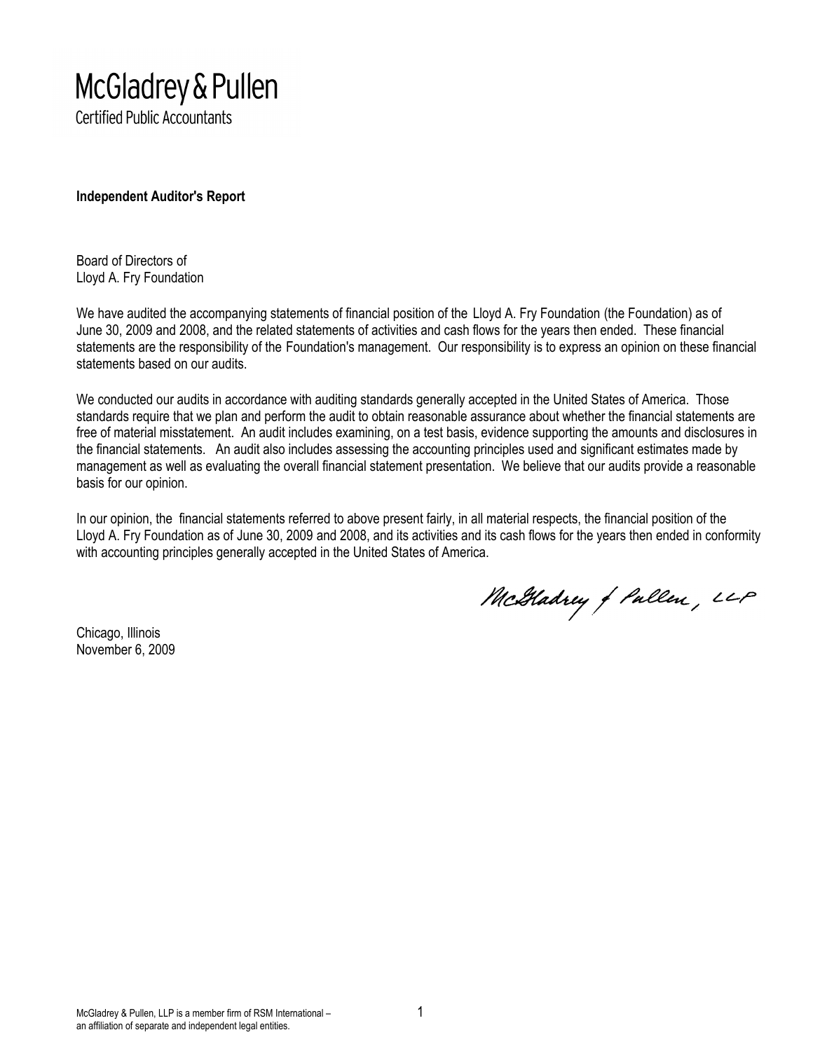McGladrey & Pullen

Certified Public Accountants

**Independent Auditor's Report**

Board of Directors of
Lloyd A. Fry Foundation

We have audited the accompanying statements of financial position of the Lloyd A. Fry Foundation (the Foundation) as of June 30, 2009 and 2008, and the related statements of activities and cash flows for the years then ended. These financial statements are the responsibility of the Foundation's management. Our responsibility is to express an opinion on these financial statements based on our audits.

We conducted our audits in accordance with auditing standards generally accepted in the United States of America. Those standards require that we plan and perform the audit to obtain reasonable assurance about whether the financial statements are free of material misstatement. An audit includes examining, on a test basis, evidence supporting the amounts and disclosures in the financial statements. An audit also includes assessing the accounting principles used and significant estimates made by management as well as evaluating the overall financial statement presentation. We believe that our audits provide a reasonable basis for our opinion.

In our opinion, the financial statements referred to above present fairly, in all material respects, the financial position of the Lloyd A. Fry Foundation as of June 30, 2009 and 2008, and its activities and its cash flows for the years then ended in conformity with accounting principles generally accepted in the United States of America.

McGladrey & Pullen, LLP

Chicago, Illinois
November 6, 2009

McGladrey & Pullen, LLP is a member firm of RSM International – an affiliation of separate and independent legal entities.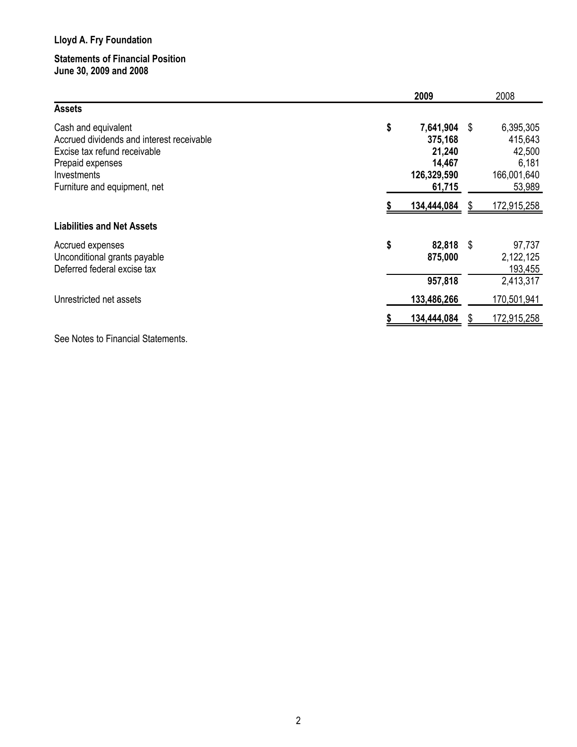**Lloyd A. Fry Foundation**

**Statements of Financial Position**
**June 30, 2009 and 2008**

| | 2009 | 2008 |
|---|---|---|
| **Assets** | | |
| Cash and equivalent | $ 7,641,904 | $ 6,395,305 |
| Accrued dividends and interest receivable | 375,168 | 415,643 |
| Excise tax refund receivable | 21,240 | 42,500 |
| Prepaid expenses | 14,467 | 6,181 |
| Investments | 126,329,590 | 166,001,640 |
| Furniture and equipment, net | 61,715 | 53,989 |
| | $ 134,444,084 | $ 172,915,258 |
| **Liabilities and Net Assets** | | |
| Accrued expenses | $ 82,818 | $ 97,737 |
| Unconditional grants payable | 875,000 | 2,122,125 |
| Deferred federal excise tax | | 193,455 |
| | 957,818 | 2,413,317 |
| Unrestricted net assets | 133,486,266 | 170,501,941 |
| | $ 134,444,084 | $ 172,915,258 |

See Notes to Financial Statements.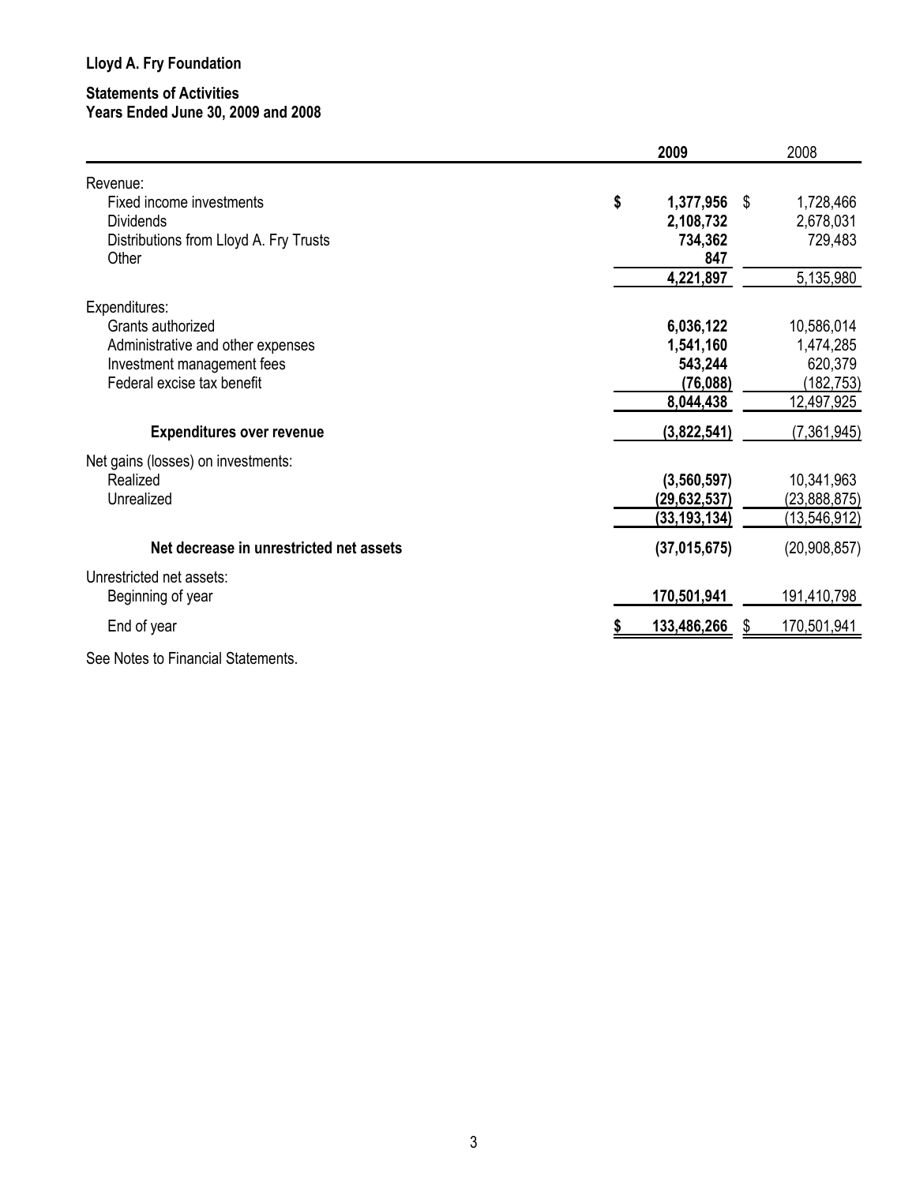**Lloyd A. Fry Foundation**

**Statements of Activities**
**Years Ended June 30, 2009 and 2008**

| | 2009 | 2008 |
|---|---|---|
| Revenue: | | |
| Fixed income investments | $ 1,377,956 | $ 1,728,466 |
| Dividends | 2,108,732 | 2,678,031 |
| Distributions from Lloyd A. Fry Trusts | 734,362 | 729,483 |
| Other | 847 | |
| | 4,221,897 | 5,135,980 |
| Expenditures: | | |
| Grants authorized | 6,036,122 | 10,586,014 |
| Administrative and other expenses | 1,541,160 | 1,474,285 |
| Investment management fees | 543,244 | 620,379 |
| Federal excise tax benefit | (76,088) | (182,753) |
| | 8,044,438 | 12,497,925 |
| **Expenditures over revenue** | (3,822,541) | (7,361,945) |
| Net gains (losses) on investments: | | |
| Realized | (3,560,597) | 10,341,963 |
| Unrealized | (29,632,537) | (23,888,875) |
| | (33,193,134) | (13,546,912) |
| **Net decrease in unrestricted net assets** | (37,015,675) | (20,908,857) |
| Unrestricted net assets: | | |
| Beginning of year | 170,501,941 | 191,410,798 |
| End of year | $ 133,486,266 | $ 170,501,941 |

See Notes to Financial Statements.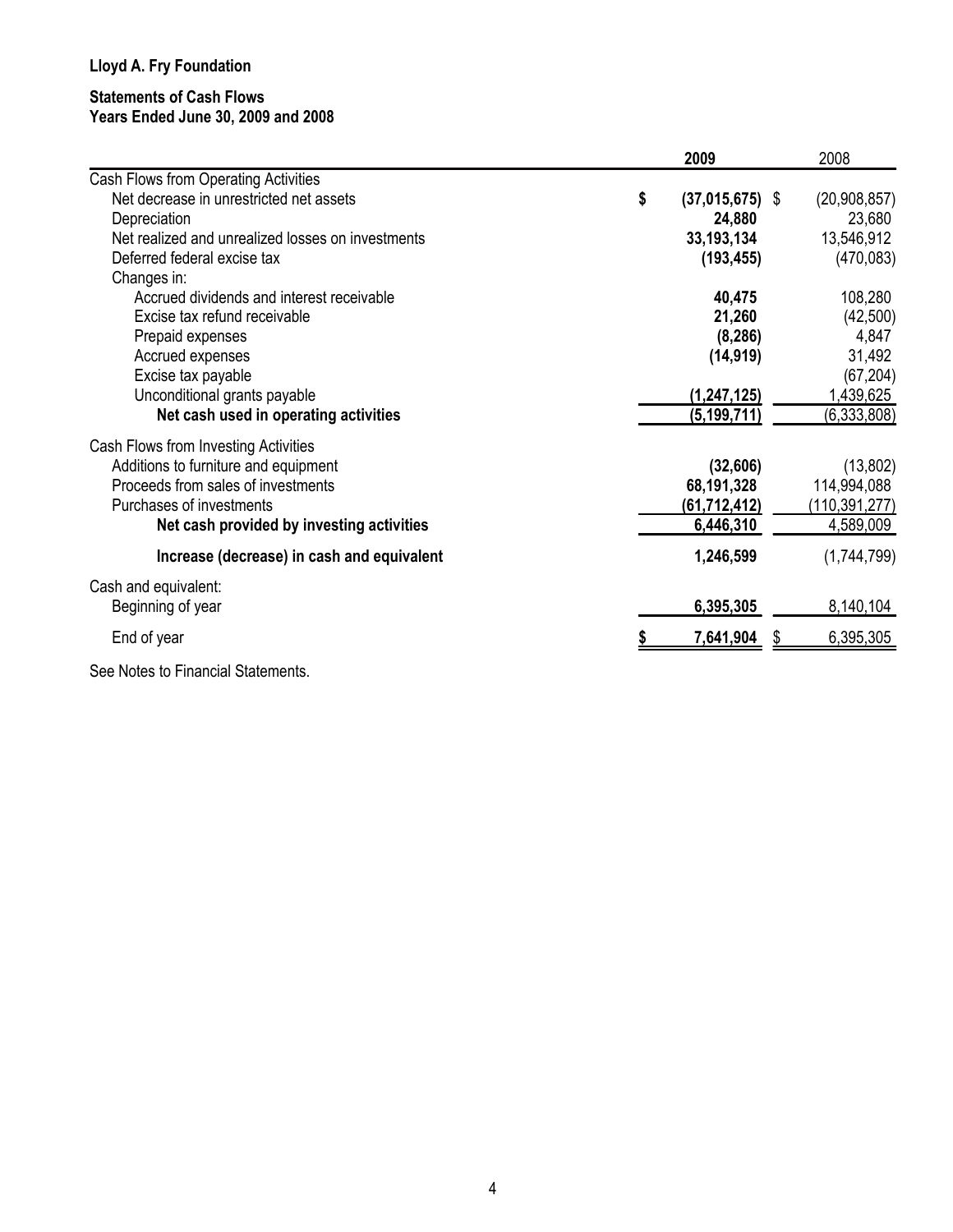**Lloyd A. Fry Foundation**

**Statements of Cash Flows**
**Years Ended June 30, 2009 and 2008**

| | **2009** | 2008 |
|---|---|---|
| Cash Flows from Operating Activities | | |
| Net decrease in unrestricted net assets | **$ (37,015,675)** | $ (20,908,857) |
| Depreciation | **24,880** | 23,680 |
| Net realized and unrealized losses on investments | **33,193,134** | 13,546,912 |
| Deferred federal excise tax | **(193,455)** | (470,083) |
| Changes in: | | |
| Accrued dividends and interest receivable | **40,475** | 108,280 |
| Excise tax refund receivable | **21,260** | (42,500) |
| Prepaid expenses | **(8,286)** | 4,847 |
| Accrued expenses | **(14,919)** | 31,492 |
| Excise tax payable | | (67,204) |
| Unconditional grants payable | **(1,247,125)** | 1,439,625 |
| **Net cash used in operating activities** | **(5,199,711)** | (6,333,808) |
| Cash Flows from Investing Activities | | |
| Additions to furniture and equipment | **(32,606)** | (13,802) |
| Proceeds from sales of investments | **68,191,328** | 114,994,088 |
| Purchases of investments | **(61,712,412)** | (110,391,277) |
| **Net cash provided by investing activities** | **6,446,310** | 4,589,009 |
| **Increase (decrease) in cash and equivalent** | **1,246,599** | (1,744,799) |
| Cash and equivalent: | | |
| Beginning of year | **6,395,305** | 8,140,104 |
| End of year | **$ 7,641,904** | $ 6,395,305 |

See Notes to Financial Statements.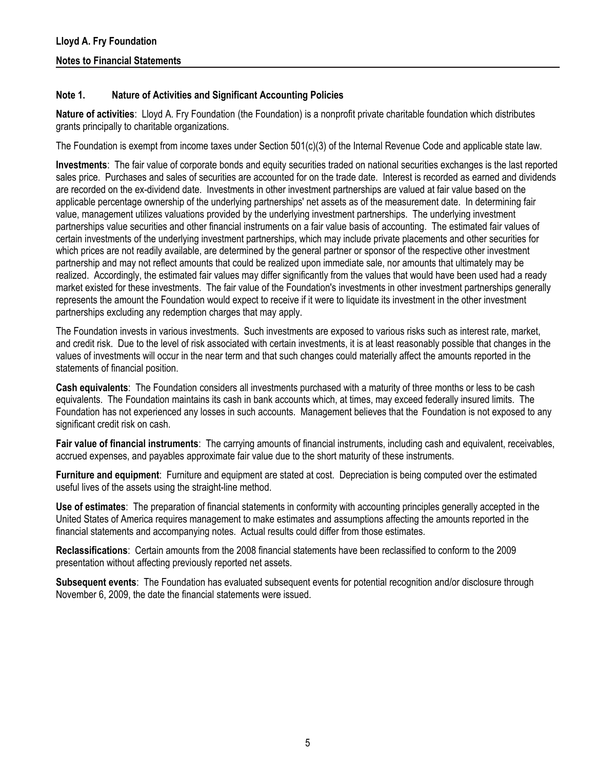**Lloyd A. Fry Foundation**

**Notes to Financial Statements**

**Note 1. Nature of Activities and Significant Accounting Policies**

**Nature of activities**: Lloyd A. Fry Foundation (the Foundation) is a nonprofit private charitable foundation which distributes grants principally to charitable organizations.

The Foundation is exempt from income taxes under Section 501(c)(3) of the Internal Revenue Code and applicable state law.

**Investments**: The fair value of corporate bonds and equity securities traded on national securities exchanges is the last reported sales price. Purchases and sales of securities are accounted for on the trade date. Interest is recorded as earned and dividends are recorded on the ex-dividend date. Investments in other investment partnerships are valued at fair value based on the applicable percentage ownership of the underlying partnerships' net assets as of the measurement date. In determining fair value, management utilizes valuations provided by the underlying investment partnerships. The underlying investment partnerships value securities and other financial instruments on a fair value basis of accounting. The estimated fair values of certain investments of the underlying investment partnerships, which may include private placements and other securities for which prices are not readily available, are determined by the general partner or sponsor of the respective other investment partnership and may not reflect amounts that could be realized upon immediate sale, nor amounts that ultimately may be realized. Accordingly, the estimated fair values may differ significantly from the values that would have been used had a ready market existed for these investments. The fair value of the Foundation's investments in other investment partnerships generally represents the amount the Foundation would expect to receive if it were to liquidate its investment in the other investment partnerships excluding any redemption charges that may apply.

The Foundation invests in various investments. Such investments are exposed to various risks such as interest rate, market, and credit risk. Due to the level of risk associated with certain investments, it is at least reasonably possible that changes in the values of investments will occur in the near term and that such changes could materially affect the amounts reported in the statements of financial position.

**Cash equivalents**: The Foundation considers all investments purchased with a maturity of three months or less to be cash equivalents. The Foundation maintains its cash in bank accounts which, at times, may exceed federally insured limits. The Foundation has not experienced any losses in such accounts. Management believes that the Foundation is not exposed to any significant credit risk on cash.

**Fair value of financial instruments**: The carrying amounts of financial instruments, including cash and equivalent, receivables, accrued expenses, and payables approximate fair value due to the short maturity of these instruments.

**Furniture and equipment**: Furniture and equipment are stated at cost. Depreciation is being computed over the estimated useful lives of the assets using the straight-line method.

**Use of estimates**: The preparation of financial statements in conformity with accounting principles generally accepted in the United States of America requires management to make estimates and assumptions affecting the amounts reported in the financial statements and accompanying notes. Actual results could differ from those estimates.

**Reclassifications**: Certain amounts from the 2008 financial statements have been reclassified to conform to the 2009 presentation without affecting previously reported net assets.

**Subsequent events**: The Foundation has evaluated subsequent events for potential recognition and/or disclosure through November 6, 2009, the date the financial statements were issued.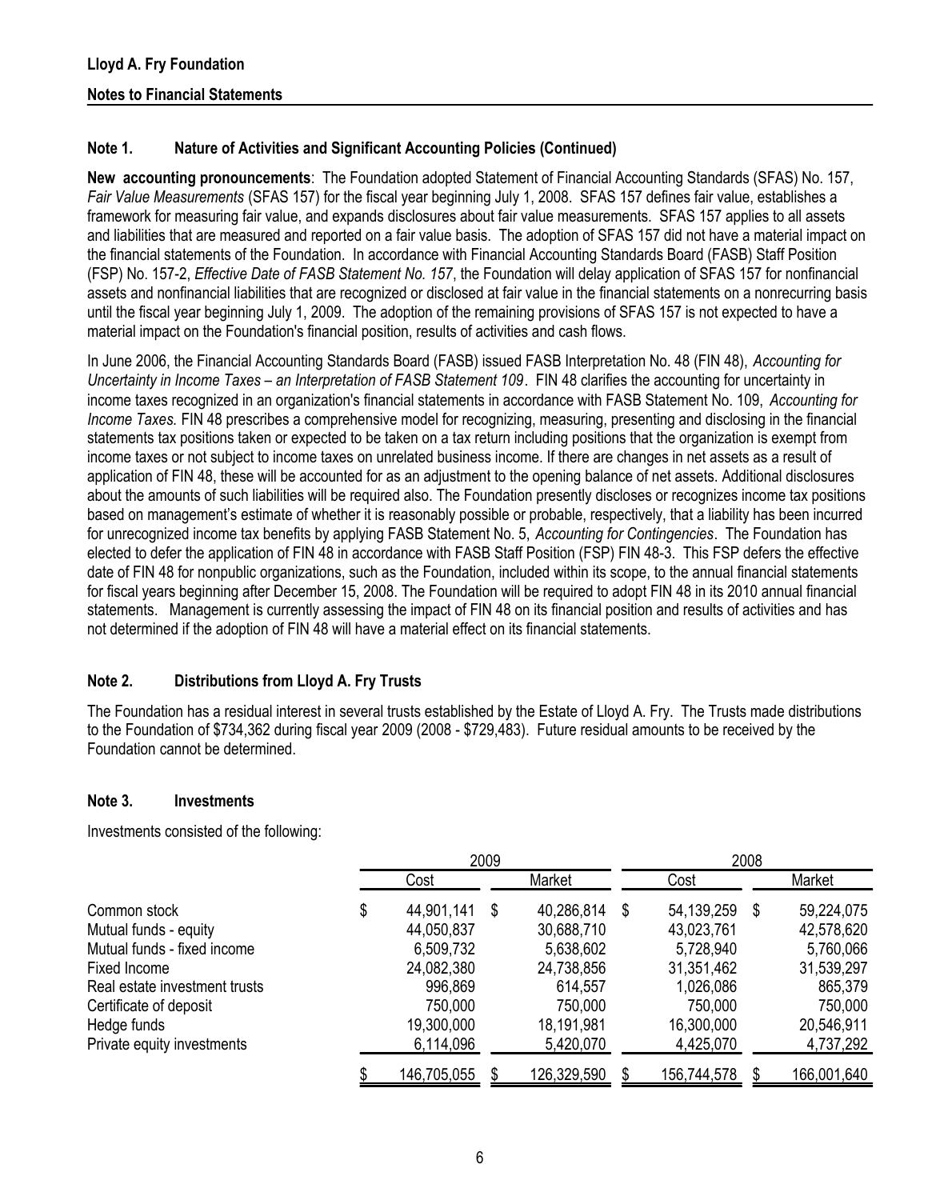**Lloyd A. Fry Foundation**

**Notes to Financial Statements**

## Note 1. Nature of Activities and Significant Accounting Policies (Continued)

**New accounting pronouncements**: The Foundation adopted Statement of Financial Accounting Standards (SFAS) No. 157, *Fair Value Measurements* (SFAS 157) for the fiscal year beginning July 1, 2008. SFAS 157 defines fair value, establishes a framework for measuring fair value, and expands disclosures about fair value measurements. SFAS 157 applies to all assets and liabilities that are measured and reported on a fair value basis. The adoption of SFAS 157 did not have a material impact on the financial statements of the Foundation. In accordance with Financial Accounting Standards Board (FASB) Staff Position (FSP) No. 157-2, *Effective Date of FASB Statement No. 157*, the Foundation will delay application of SFAS 157 for nonfinancial assets and nonfinancial liabilities that are recognized or disclosed at fair value in the financial statements on a nonrecurring basis until the fiscal year beginning July 1, 2009. The adoption of the remaining provisions of SFAS 157 is not expected to have a material impact on the Foundation's financial position, results of activities and cash flows.

In June 2006, the Financial Accounting Standards Board (FASB) issued FASB Interpretation No. 48 (FIN 48), *Accounting for Uncertainty in Income Taxes – an Interpretation of FASB Statement 109*. FIN 48 clarifies the accounting for uncertainty in income taxes recognized in an organization's financial statements in accordance with FASB Statement No. 109, *Accounting for Income Taxes.* FIN 48 prescribes a comprehensive model for recognizing, measuring, presenting and disclosing in the financial statements tax positions taken or expected to be taken on a tax return including positions that the organization is exempt from income taxes or not subject to income taxes on unrelated business income. If there are changes in net assets as a result of application of FIN 48, these will be accounted for as an adjustment to the opening balance of net assets. Additional disclosures about the amounts of such liabilities will be required also. The Foundation presently discloses or recognizes income tax positions based on management's estimate of whether it is reasonably possible or probable, respectively, that a liability has been incurred for unrecognized income tax benefits by applying FASB Statement No. 5, *Accounting for Contingencies*. The Foundation has elected to defer the application of FIN 48 in accordance with FASB Staff Position (FSP) FIN 48-3. This FSP defers the effective date of FIN 48 for nonpublic organizations, such as the Foundation, included within its scope, to the annual financial statements for fiscal years beginning after December 15, 2008. The Foundation will be required to adopt FIN 48 in its 2010 annual financial statements. Management is currently assessing the impact of FIN 48 on its financial position and results of activities and has not determined if the adoption of FIN 48 will have a material effect on its financial statements.

## Note 2. Distributions from Lloyd A. Fry Trusts

The Foundation has a residual interest in several trusts established by the Estate of Lloyd A. Fry. The Trusts made distributions to the Foundation of $734,362 during fiscal year 2009 (2008 - $729,483). Future residual amounts to be received by the Foundation cannot be determined.

## Note 3. Investments

Investments consisted of the following:

| | 2009 | | 2008 | |
|---|---|---|---|---|
| | Cost | Market | Cost | Market |
| Common stock | $ 44,901,141 | $ 40,286,814 | $ 54,139,259 | $ 59,224,075 |
| Mutual funds - equity | 44,050,837 | 30,688,710 | 43,023,761 | 42,578,620 |
| Mutual funds - fixed income | 6,509,732 | 5,638,602 | 5,728,940 | 5,760,066 |
| Fixed Income | 24,082,380 | 24,738,856 | 31,351,462 | 31,539,297 |
| Real estate investment trusts | 996,869 | 614,557 | 1,026,086 | 865,379 |
| Certificate of deposit | 750,000 | 750,000 | 750,000 | 750,000 |
| Hedge funds | 19,300,000 | 18,191,981 | 16,300,000 | 20,546,911 |
| Private equity investments | 6,114,096 | 5,420,070 | 4,425,070 | 4,737,292 |
| | $ 146,705,055 | $ 126,329,590 | $ 156,744,578 | $ 166,001,640 |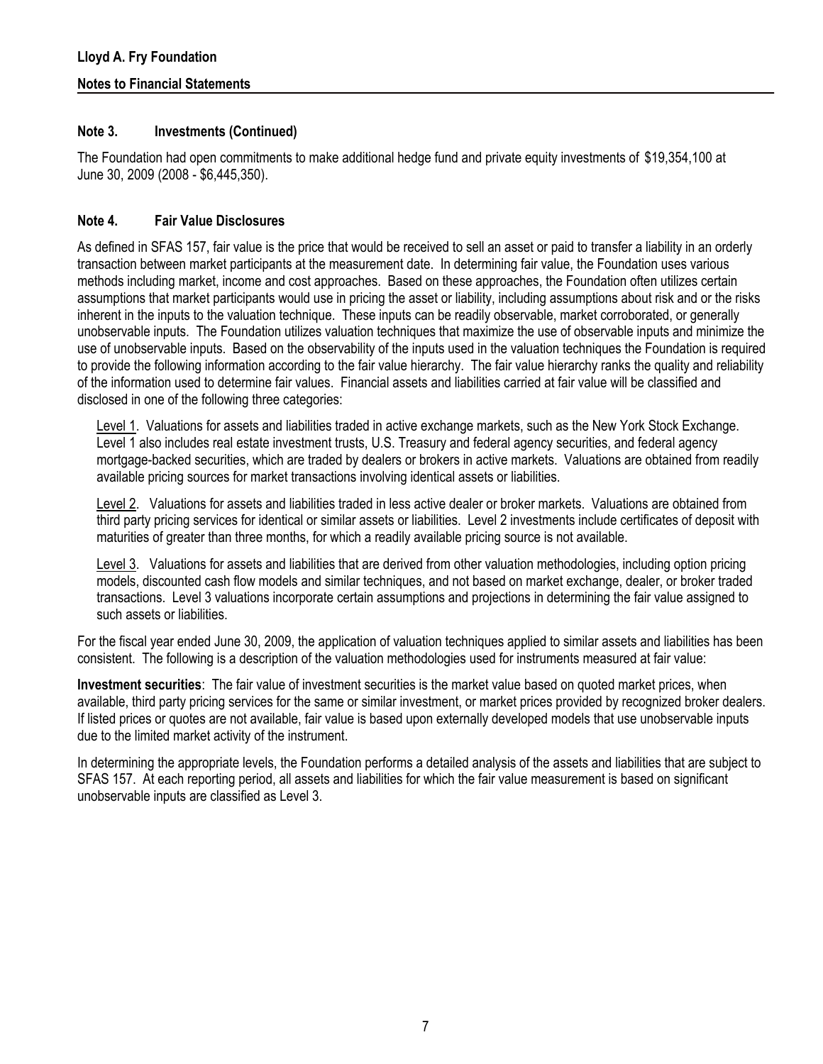## Note 3. Investments (Continued)

The Foundation had open commitments to make additional hedge fund and private equity investments of $19,354,100 at June 30, 2009 (2008 - $6,445,350).

## Note 4. Fair Value Disclosures

As defined in SFAS 157, fair value is the price that would be received to sell an asset or paid to transfer a liability in an orderly transaction between market participants at the measurement date. In determining fair value, the Foundation uses various methods including market, income and cost approaches. Based on these approaches, the Foundation often utilizes certain assumptions that market participants would use in pricing the asset or liability, including assumptions about risk and or the risks inherent in the inputs to the valuation technique. These inputs can be readily observable, market corroborated, or generally unobservable inputs. The Foundation utilizes valuation techniques that maximize the use of observable inputs and minimize the use of unobservable inputs. Based on the observability of the inputs used in the valuation techniques the Foundation is required to provide the following information according to the fair value hierarchy. The fair value hierarchy ranks the quality and reliability of the information used to determine fair values. Financial assets and liabilities carried at fair value will be classified and disclosed in one of the following three categories:

Level 1. Valuations for assets and liabilities traded in active exchange markets, such as the New York Stock Exchange. Level 1 also includes real estate investment trusts, U.S. Treasury and federal agency securities, and federal agency mortgage-backed securities, which are traded by dealers or brokers in active markets. Valuations are obtained from readily available pricing sources for market transactions involving identical assets or liabilities.

Level 2. Valuations for assets and liabilities traded in less active dealer or broker markets. Valuations are obtained from third party pricing services for identical or similar assets or liabilities. Level 2 investments include certificates of deposit with maturities of greater than three months, for which a readily available pricing source is not available.

Level 3. Valuations for assets and liabilities that are derived from other valuation methodologies, including option pricing models, discounted cash flow models and similar techniques, and not based on market exchange, dealer, or broker traded transactions. Level 3 valuations incorporate certain assumptions and projections in determining the fair value assigned to such assets or liabilities.

For the fiscal year ended June 30, 2009, the application of valuation techniques applied to similar assets and liabilities has been consistent. The following is a description of the valuation methodologies used for instruments measured at fair value:

**Investment securities**: The fair value of investment securities is the market value based on quoted market prices, when available, third party pricing services for the same or similar investment, or market prices provided by recognized broker dealers. If listed prices or quotes are not available, fair value is based upon externally developed models that use unobservable inputs due to the limited market activity of the instrument.

In determining the appropriate levels, the Foundation performs a detailed analysis of the assets and liabilities that are subject to SFAS 157. At each reporting period, all assets and liabilities for which the fair value measurement is based on significant unobservable inputs are classified as Level 3.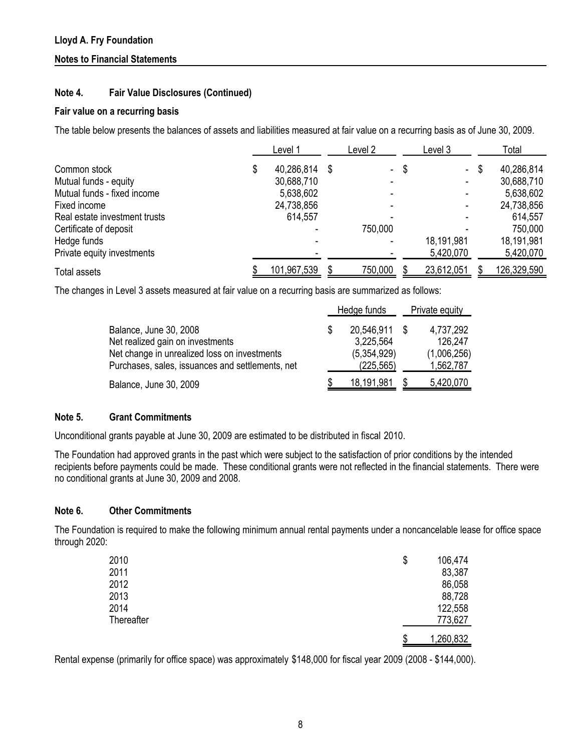**Lloyd A. Fry Foundation**

**Notes to Financial Statements**

## Note 4. Fair Value Disclosures (Continued)

### Fair value on a recurring basis

The table below presents the balances of assets and liabilities measured at fair value on a recurring basis as of June 30, 2009.

| | Level 1 | Level 2 | Level 3 | Total |
|---|---|---|---|---|
| Common stock | $ 40,286,814 | $ - | $ - | $ 40,286,814 |
| Mutual funds - equity | 30,688,710 | - | - | 30,688,710 |
| Mutual funds - fixed income | 5,638,602 | - | - | 5,638,602 |
| Fixed income | 24,738,856 | - | - | 24,738,856 |
| Real estate investment trusts | 614,557 | - | - | 614,557 |
| Certificate of deposit | - | 750,000 | - | 750,000 |
| Hedge funds | - | - | 18,191,981 | 18,191,981 |
| Private equity investments | - | - | 5,420,070 | 5,420,070 |
| Total assets | $ 101,967,539 | $ 750,000 | $ 23,612,051 | $ 126,329,590 |

The changes in Level 3 assets measured at fair value on a recurring basis are summarized as follows:

| | Hedge funds | Private equity |
|---|---|---|
| Balance, June 30, 2008 | $ 20,546,911 | $ 4,737,292 |
| Net realized gain on investments | 3,225,564 | 126,247 |
| Net change in unrealized loss on investments | (5,354,929) | (1,006,256) |
| Purchases, sales, issuances and settlements, net | (225,565) | 1,562,787 |
| Balance, June 30, 2009 | $ 18,191,981 | $ 5,420,070 |

## Note 5. Grant Commitments

Unconditional grants payable at June 30, 2009 are estimated to be distributed in fiscal 2010.

The Foundation had approved grants in the past which were subject to the satisfaction of prior conditions by the intended recipients before payments could be made. These conditional grants were not reflected in the financial statements. There were no conditional grants at June 30, 2009 and 2008.

## Note 6. Other Commitments

The Foundation is required to make the following minimum annual rental payments under a noncancelable lease for office space through 2020:

| | |
|---|---|
| 2010 | $ 106,474 |
| 2011 | 83,387 |
| 2012 | 86,058 |
| 2013 | 88,728 |
| 2014 | 122,558 |
| Thereafter | 773,627 |
| | $ 1,260,832 |

Rental expense (primarily for office space) was approximately $148,000 for fiscal year 2009 (2008 - $144,000).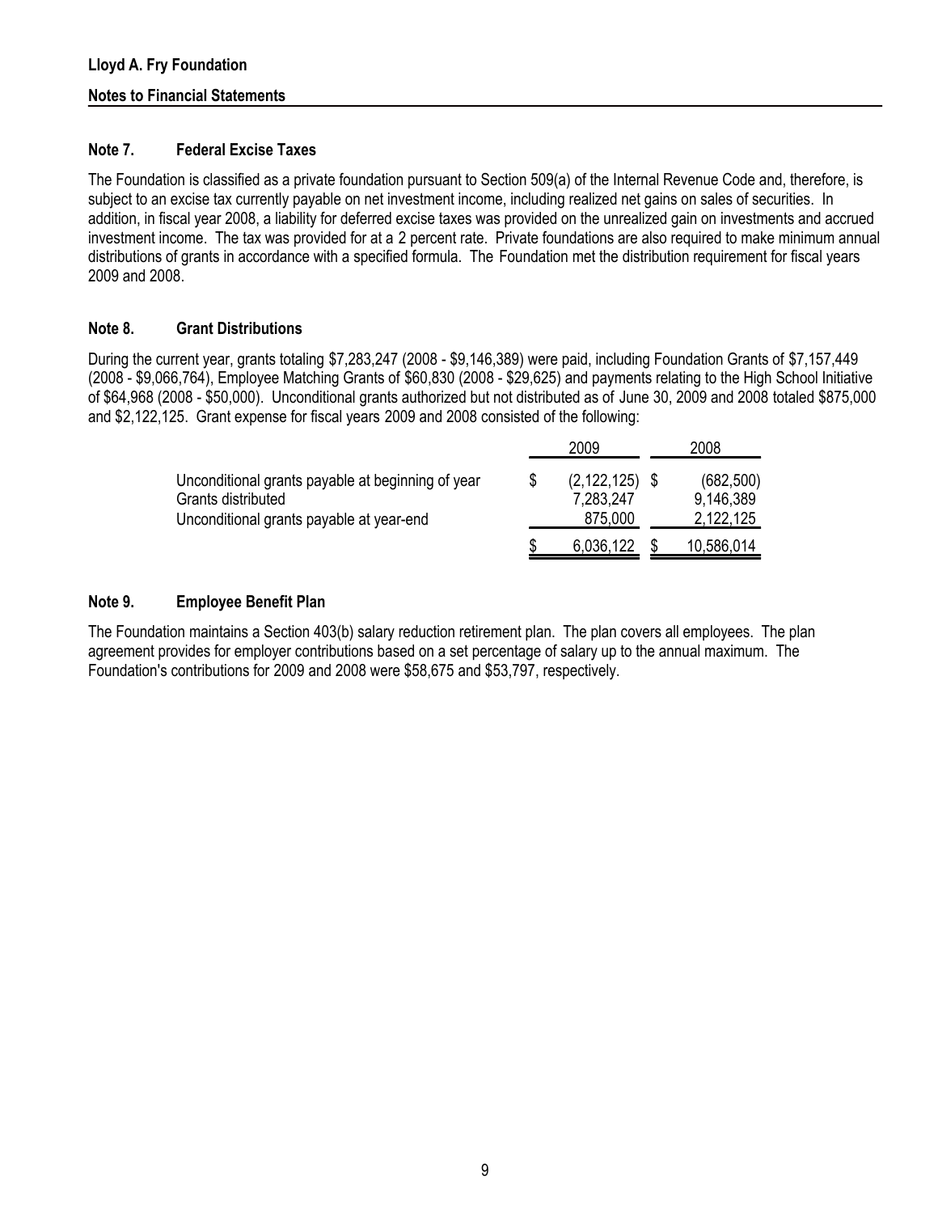**Lloyd A. Fry Foundation**

**Notes to Financial Statements**

### Note 7. Federal Excise Taxes

The Foundation is classified as a private foundation pursuant to Section 509(a) of the Internal Revenue Code and, therefore, is subject to an excise tax currently payable on net investment income, including realized net gains on sales of securities. In addition, in fiscal year 2008, a liability for deferred excise taxes was provided on the unrealized gain on investments and accrued investment income. The tax was provided for at a 2 percent rate. Private foundations are also required to make minimum annual distributions of grants in accordance with a specified formula. The Foundation met the distribution requirement for fiscal years 2009 and 2008.

### Note 8. Grant Distributions

During the current year, grants totaling $7,283,247 (2008 - $9,146,389) were paid, including Foundation Grants of $7,157,449 (2008 - $9,066,764), Employee Matching Grants of $60,830 (2008 - $29,625) and payments relating to the High School Initiative of $64,968 (2008 - $50,000). Unconditional grants authorized but not distributed as of June 30, 2009 and 2008 totaled $875,000 and $2,122,125. Grant expense for fiscal years 2009 and 2008 consisted of the following:

| | 2009 | 2008 |
|---|---|---|
| Unconditional grants payable at beginning of year | $ (2,122,125) | $ (682,500) |
| Grants distributed | 7,283,247 | 9,146,389 |
| Unconditional grants payable at year-end | 875,000 | 2,122,125 |
| | $ 6,036,122 | $ 10,586,014 |

### Note 9. Employee Benefit Plan

The Foundation maintains a Section 403(b) salary reduction retirement plan. The plan covers all employees. The plan agreement provides for employer contributions based on a set percentage of salary up to the annual maximum. The Foundation's contributions for 2009 and 2008 were $58,675 and $53,797, respectively.